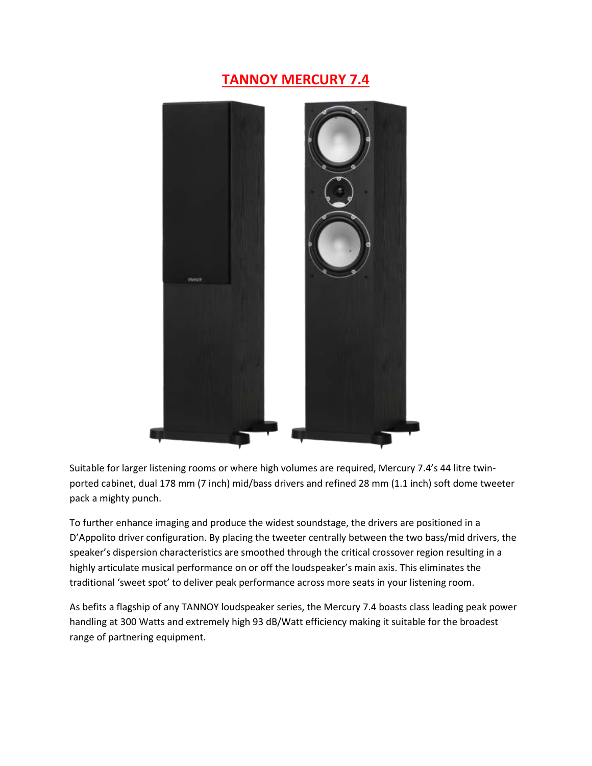# TANNOY MERCURY 7.4

Suitable for larger listening rooms or where high volumes are required, Mercury 7.4's 44 litre twin-ported cabinet, dual 178 mm (7 inch) mid/bass drivers and refined 28 mm (1.1 inch) soft dome tweeter pack a mighty punch.

To further enhance imaging and produce the widest soundstage, the drivers are positioned in a D'Appolito driver configuration. By placing the tweeter centrally between the two bass/mid drivers, the speaker's dispersion characteristics are smoothed through the critical crossover region resulting in a highly articulate musical performance on or off the loudspeaker's main axis. This eliminates the traditional 'sweet spot' to deliver peak performance across more seats in your listening room.

As befits a flagship of any TANNOY loudspeaker series, the Mercury 7.4 boasts class leading peak power handling at 300 Watts and extremely high 93 dB/Watt efficiency making it suitable for the broadest range of partnering equipment.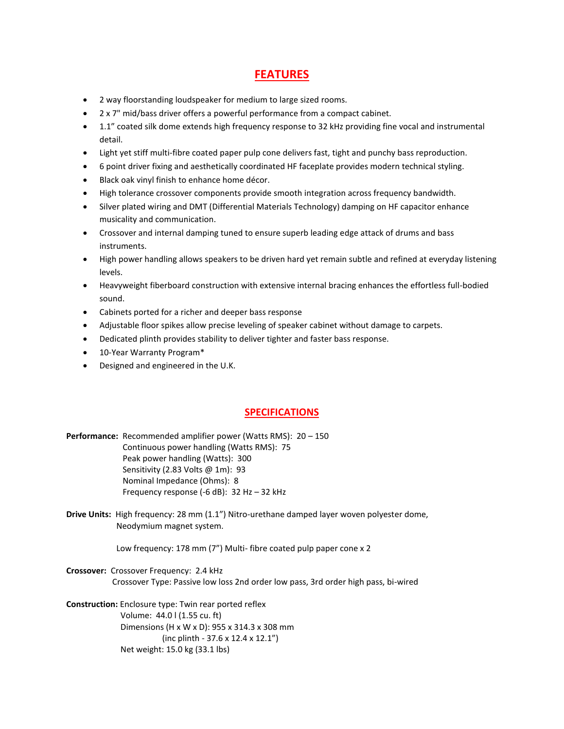## FEATURES

- 2 way floorstanding loudspeaker for medium to large sized rooms.
- 2 x 7" mid/bass driver offers a powerful performance from a compact cabinet.
- 1.1" coated silk dome extends high frequency response to 32 kHz providing fine vocal and instrumental detail.
- Light yet stiff multi-fibre coated paper pulp cone delivers fast, tight and punchy bass reproduction.
- 6 point driver fixing and aesthetically coordinated HF faceplate provides modern technical styling.
- Black oak vinyl finish to enhance home décor.
- High tolerance crossover components provide smooth integration across frequency bandwidth.
- Silver plated wiring and DMT (Differential Materials Technology) damping on HF capacitor enhance musicality and communication.
- Crossover and internal damping tuned to ensure superb leading edge attack of drums and bass instruments.
- High power handling allows speakers to be driven hard yet remain subtle and refined at everyday listening levels.
- Heavyweight fiberboard construction with extensive internal bracing enhances the effortless full-bodied sound.
- Cabinets ported for a richer and deeper bass response
- Adjustable floor spikes allow precise leveling of speaker cabinet without damage to carpets.
- Dedicated plinth provides stability to deliver tighter and faster bass response.
- 10-Year Warranty Program*
- Designed and engineered in the U.K.

## SPECIFICATIONS

**Performance:** Recommended amplifier power (Watts RMS): 20 – 150
Continuous power handling (Watts RMS): 75
Peak power handling (Watts): 300
Sensitivity (2.83 Volts @ 1m): 93
Nominal Impedance (Ohms): 8
Frequency response (-6 dB): 32 Hz – 32 kHz

**Drive Units:** High frequency: 28 mm (1.1") Nitro-urethane damped layer woven polyester dome, Neodymium magnet system.

Low frequency: 178 mm (7") Multi- fibre coated pulp paper cone x 2

**Crossover:** Crossover Frequency: 2.4 kHz
Crossover Type: Passive low loss 2nd order low pass, 3rd order high pass, bi-wired

**Construction:** Enclosure type: Twin rear ported reflex
Volume: 44.0 l (1.55 cu. ft)
Dimensions (H x W x D): 955 x 314.3 x 308 mm
(inc plinth - 37.6 x 12.4 x 12.1")
Net weight: 15.0 kg (33.1 lbs)